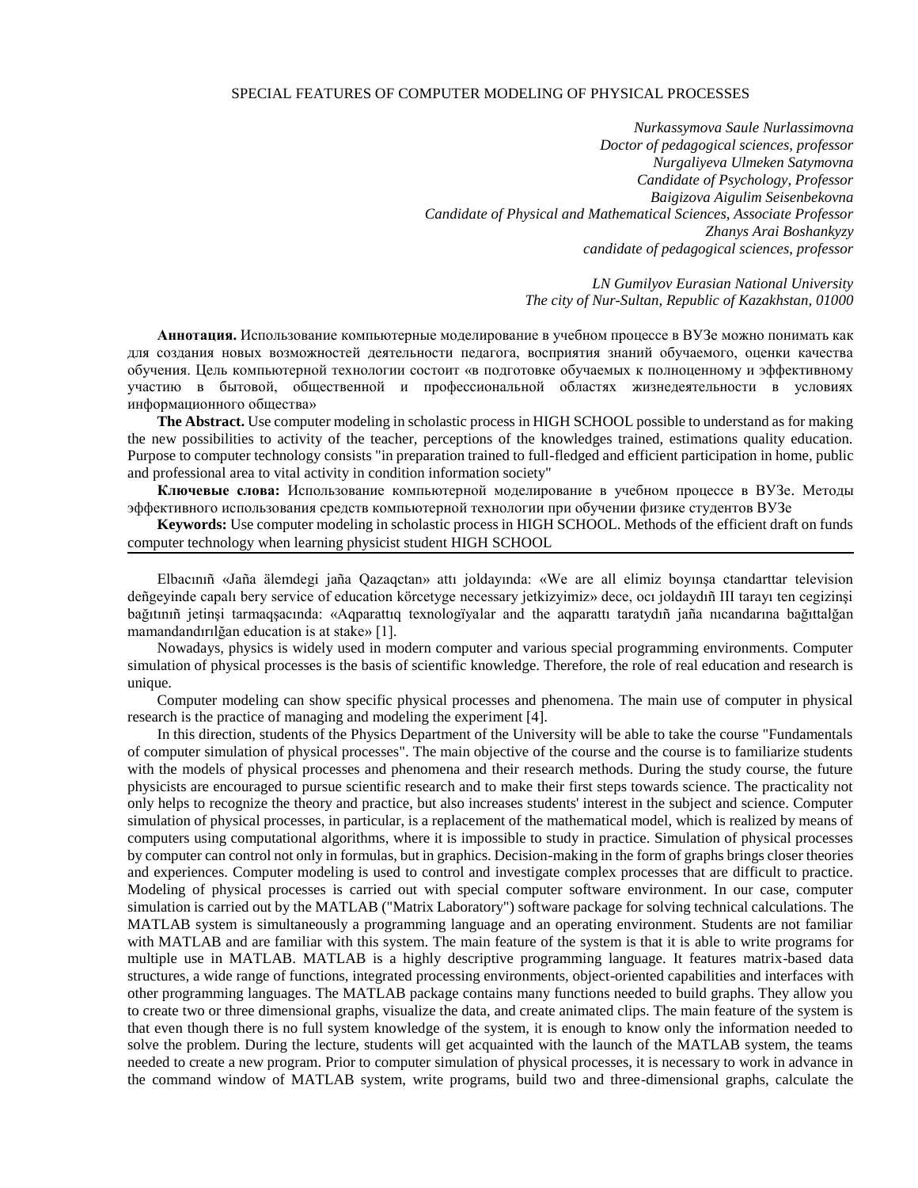# SPECIAL FEATURES OF COMPUTER MODELING OF PHYSICAL PROCESSES

*Nurkassymova Saule Nurlassimovna*
*Doctor of pedagogical sciences, professor*
*Nurgaliyeva Ulmeken Satymovna*
*Candidate of Psychology, Professor*
*Baigizova Aigulim Seisenbekovna*
*Candidate of Physical and Mathematical Sciences, Associate Professor*
*Zhanys Arai Boshankyzy*
*candidate of pedagogical sciences, professor*

*LN Gumilyov Eurasian National University*
*The city of Nur-Sultan, Republic of Kazakhstan, 01000*

**Аннотация.** Использование компьютерные моделирование в учебном процессе в ВУЗе можно понимать как для создания новых возможностей деятельности педагога, восприятия знаний обучаемого, оценки качества обучения. Цель компьютерной технологии состоит «в подготовке обучаемых к полноценному и эффективному участию в бытовой, общественной и профессиональной областях жизнедеятельности в условиях информационного общества»

**The Abstract.** Use computer modeling in scholastic process in HIGH SCHOOL possible to understand as for making the new possibilities to activity of the teacher, perceptions of the knowledges trained, estimations quality education. Purpose to computer technology consists "in preparation trained to full-fledged and efficient participation in home, public and professional area to vital activity in condition information society"

**Ключевые слова:** Использование компьютерной моделирование в учебном процессе в ВУЗе. Методы эффективного использования средств компьютерной технологии при обучении физике студентов ВУЗе

**Keywords:** Use computer modeling in scholastic process in HIGH SCHOOL. Methods of the efficient draft on funds computer technology when learning physicist student HIGH SCHOOL

---

Elbacınıñ «Jaña älemdegi jaña Qazaqctan» attı joldayında: «We are all elimiz boyınşa ctandarttar television deñgeyinde capalı bery service of education körcetyge necessary jetkizyimiz» dece, ocı joldaydıñ III tarayı ten cegizinşi bağıtınıñ jetinşi tarmaqşacında: «Aqparattıq texnologïyalar and the aqparattı taratydıñ jaña nıcandarına bağıttalğan mamandandırılğan education is at stake» [1].

Nowadays, physics is widely used in modern computer and various special programming environments. Computer simulation of physical processes is the basis of scientific knowledge. Therefore, the role of real education and research is unique.

Computer modeling can show specific physical processes and phenomena. The main use of computer in physical research is the practice of managing and modeling the experiment [4].

In this direction, students of the Physics Department of the University will be able to take the course "Fundamentals of computer simulation of physical processes". The main objective of the course and the course is to familiarize students with the models of physical processes and phenomena and their research methods. During the study course, the future physicists are encouraged to pursue scientific research and to make their first steps towards science. The practicality not only helps to recognize the theory and practice, but also increases students' interest in the subject and science. Computer simulation of physical processes, in particular, is a replacement of the mathematical model, which is realized by means of computers using computational algorithms, where it is impossible to study in practice. Simulation of physical processes by computer can control not only in formulas, but in graphics. Decision-making in the form of graphs brings closer theories and experiences. Computer modeling is used to control and investigate complex processes that are difficult to practice. Modeling of physical processes is carried out with special computer software environment. In our case, computer simulation is carried out by the MATLAB ("Matrix Laboratory") software package for solving technical calculations. The MATLAB system is simultaneously a programming language and an operating environment. Students are not familiar with MATLAB and are familiar with this system. The main feature of the system is that it is able to write programs for multiple use in MATLAB. MATLAB is a highly descriptive programming language. It features matrix-based data structures, a wide range of functions, integrated processing environments, object-oriented capabilities and interfaces with other programming languages. The MATLAB package contains many functions needed to build graphs. They allow you to create two or three dimensional graphs, visualize the data, and create animated clips. The main feature of the system is that even though there is no full system knowledge of the system, it is enough to know only the information needed to solve the problem. During the lecture, students will get acquainted with the launch of the MATLAB system, the teams needed to create a new program. Prior to computer simulation of physical processes, it is necessary to work in advance in the command window of MATLAB system, write programs, build two and three-dimensional graphs, calculate the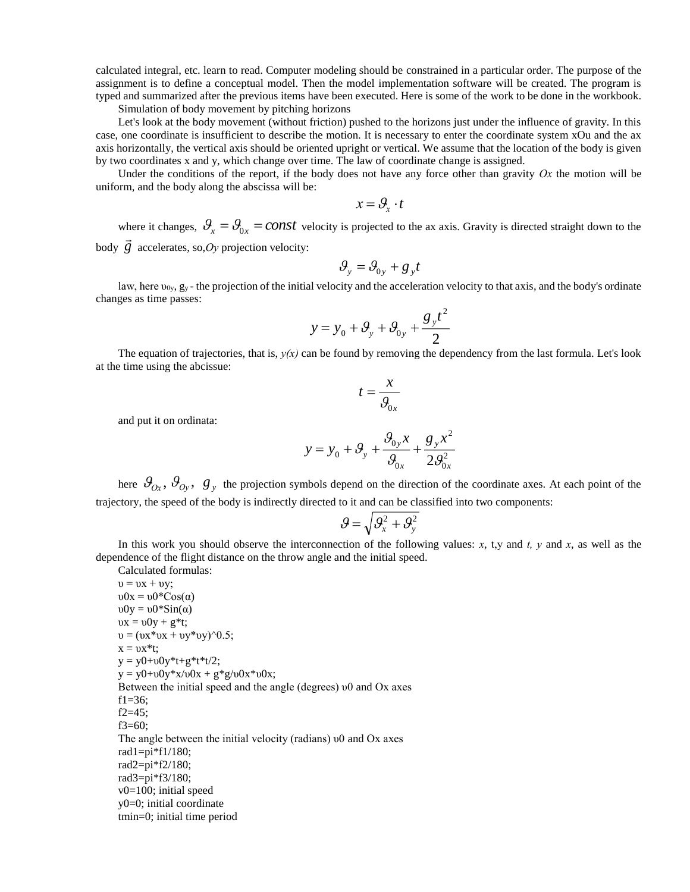calculated integral, etc. learn to read. Computer modeling should be constrained in a particular order. The purpose of the assignment is to define a conceptual model. Then the model implementation software will be created. The program is typed and summarized after the previous items have been executed. Here is some of the work to be done in the workbook.

Simulation of body movement by pitching horizons

Let's look at the body movement (without friction) pushed to the horizons just under the influence of gravity. In this case, one coordinate is insufficient to describe the motion. It is necessary to enter the coordinate system xOu and the ax axis horizontally, the vertical axis should be oriented upright or vertical. We assume that the location of the body is given by two coordinates x and y, which change over time. The law of coordinate change is assigned.

Under the conditions of the report, if the body does not have any force other than gravity *Ox* the motion will be uniform, and the body along the abscissa will be:

$$x = \vartheta_x \cdot t$$

where it changes, $\vartheta_x = \vartheta_{0x} = const$ velocity is projected to the ax axis. Gravity is directed straight down to the body $\vec{g}$ accelerates, so,*Oy* projection velocity:

$$\vartheta_y = \vartheta_{0y} + g_y t$$

law, here $\upsilon_{0y}$, $g_y$ - the projection of the initial velocity and the acceleration velocity to that axis, and the body's ordinate changes as time passes:

$$y = y_0 + \vartheta_y + \vartheta_{0y} + \frac{g_y t^2}{2}$$

The equation of trajectories, that is, *y(x)* can be found by removing the dependency from the last formula. Let's look at the time using the abcissue:

$$t = \frac{x}{\vartheta_{0x}}$$

and put it on ordinata:

$$y = y_0 + \vartheta_y + \frac{\vartheta_{0y} x}{\vartheta_{0x}} + \frac{g_y x^2}{2\vartheta_{0x}^2}$$

here $\vartheta_{Ox}$, $\vartheta_{Oy}$, $g_y$ the projection symbols depend on the direction of the coordinate axes. At each point of the trajectory, the speed of the body is indirectly directed to it and can be classified into two components:

$$\vartheta = \sqrt{\vartheta_x^2 + \vartheta_y^2}$$

In this work you should observe the interconnection of the following values: *x*, t,y and *t, y* and *x*, as well as the dependence of the flight distance on the throw angle and the initial speed.

Calculated formulas:

υ = υx + υy;  
υ0x = υ0*Cos(α)  
υ0y = υ0*Sin(α)  
υx = υ0y + g*t;  
υ = (υx*υx + υy*υy)^0.5;  
x = υx*t;  
y = y0+υ0y*t+g*t*t/2;  
y = y0+υ0y*x/υ0x + g*g/υ0x*υ0x;  
Between the initial speed and the angle (degrees) υ0 and Ox axes  
f1=36;  
f2=45;  
f3=60;  
The angle between the initial velocity (radians) υ0 and Ox axes  
rad1=pi*f1/180;  
rad2=pi*f2/180;  
rad3=pi*f3/180;  
v0=100; initial speed  
y0=0; initial coordinate  
tmin=0; initial time period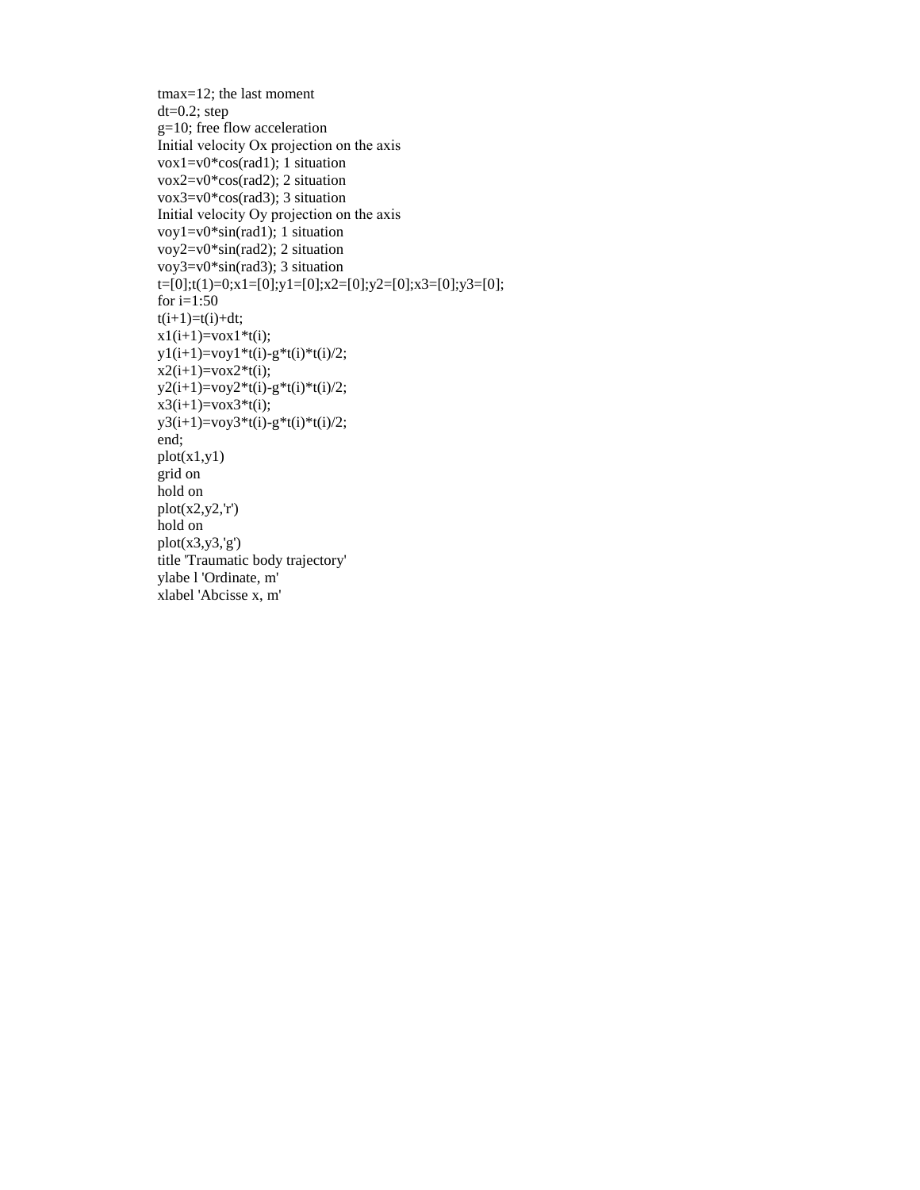```
tmax=12; the last moment
dt=0.2; step
g=10; free flow acceleration
Initial velocity Ox projection on the axis
vox1=v0*cos(rad1); 1 situation
vox2=v0*cos(rad2); 2 situation
vox3=v0*cos(rad3); 3 situation
Initial velocity Oy projection on the axis
voy1=v0*sin(rad1); 1 situation
voy2=v0*sin(rad2); 2 situation
voy3=v0*sin(rad3); 3 situation
t=[0];t(1)=0;x1=[0];y1=[0];x2=[0];y2=[0];x3=[0];y3=[0];
for i=1:50
t(i+1)=t(i)+dt;
x1(i+1)=vox1*t(i);
y1(i+1)=voy1*t(i)-g*t(i)*t(i)/2;
x2(i+1)=vox2*t(i);
y2(i+1)=voy2*t(i)-g*t(i)*t(i)/2;
x3(i+1)=vox3*t(i);
y3(i+1)=voy3*t(i)-g*t(i)*t(i)/2;
end;
plot(x1,y1)
grid on
hold on
plot(x2,y2,'r')
hold on
plot(x3,y3,'g')
title 'Traumatic body trajectory'
ylabe l 'Ordinate, m'
xlabel 'Abcisse x, m'
```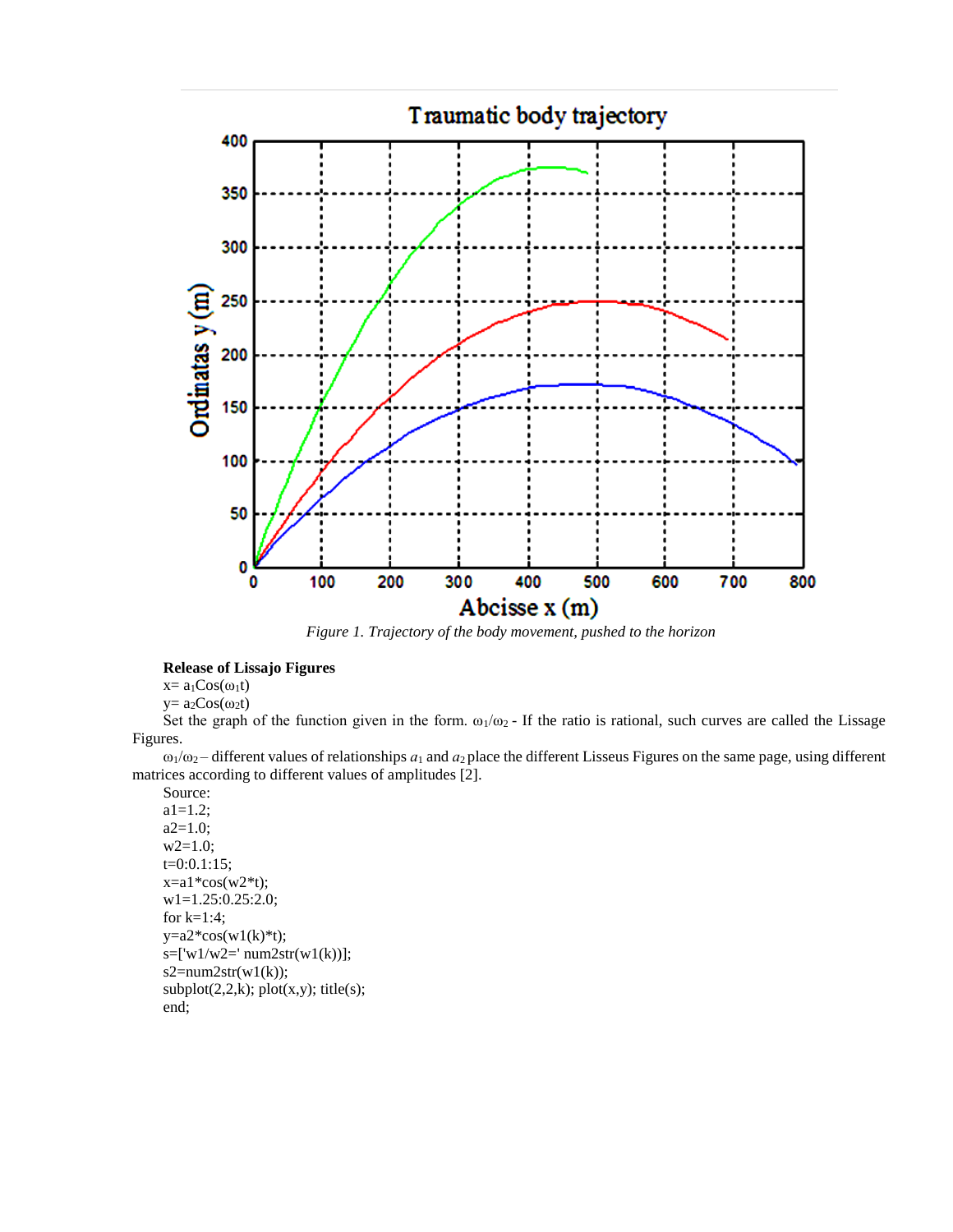*Figure 1. Trajectory of the body movement, pushed to the horizon*

**Release of Lissajo Figures**

$x= a_1 Cos(\omega_1 t)$

$y= a_2 Cos(\omega_2 t)$

Set the graph of the function given in the form. $\omega_1/\omega_2$ - If the ratio is rational, such curves are called the Lissage Figures.

$\omega_1/\omega_2$ – different values of relationships $a_1$ and $a_2$ place the different Lisseus Figures on the same page, using different matrices according to different values of amplitudes [2].

Source:

```
a1=1.2;
a2=1.0;
w2=1.0;
t=0:0.1:15;
x=a1*cos(w2*t);
w1=1.25:0.25:2.0;
for k=1:4;
y=a2*cos(w1(k)*t);
s=['w1/w2=' num2str(w1(k))];
s2=num2str(w1(k));
subplot(2,2,k); plot(x,y); title(s);
end;
```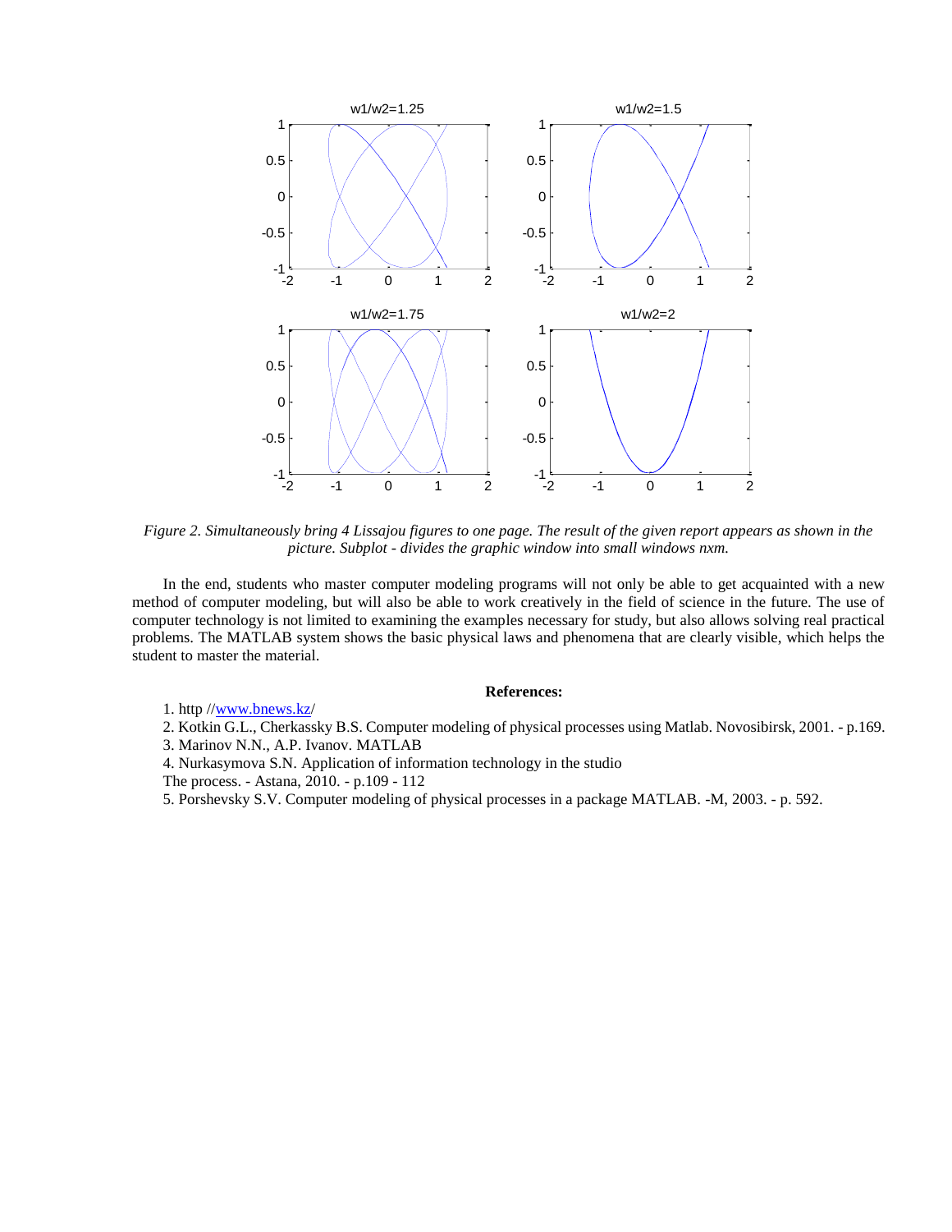w1/w2=1.25

1
0.5
0
-0.5
-1
-2 -1 0 1 2

w1/w2=1.5

1
0.5
0
-0.5
-1
-2 -1 0 1 2

w1/w2=1.75

1
0.5
0
-0.5
-1
-2 -1 0 1 2

w1/w2=2

1
0.5
0
-0.5
-1
-2 -1 0 1 2

*Figure 2. Simultaneously bring 4 Lissajou figures to one page. The result of the given report appears as shown in the picture. Subplot - divides the graphic window into small windows nxm.*

In the end, students who master computer modeling programs will not only be able to get acquainted with a new method of computer modeling, but will also be able to work creatively in the field of science in the future. The use of computer technology is not limited to examining the examples necessary for study, but also allows solving real practical problems. The MATLAB system shows the basic physical laws and phenomena that are clearly visible, which helps the student to master the material.

**References:**

1. http //www.bnews.kz/
2. Kotkin G.L., Cherkassky B.S. Computer modeling of physical processes using Matlab. Novosibirsk, 2001. - p.169.
3. Marinov N.N., A.P. Ivanov. MATLAB
4. Nurkasymova S.N. Application of information technology in the studio
The process. - Astana, 2010. - p.109 - 112
5. Porshevsky S.V. Computer modeling of physical processes in a package MATLAB. -M, 2003. - p. 592.